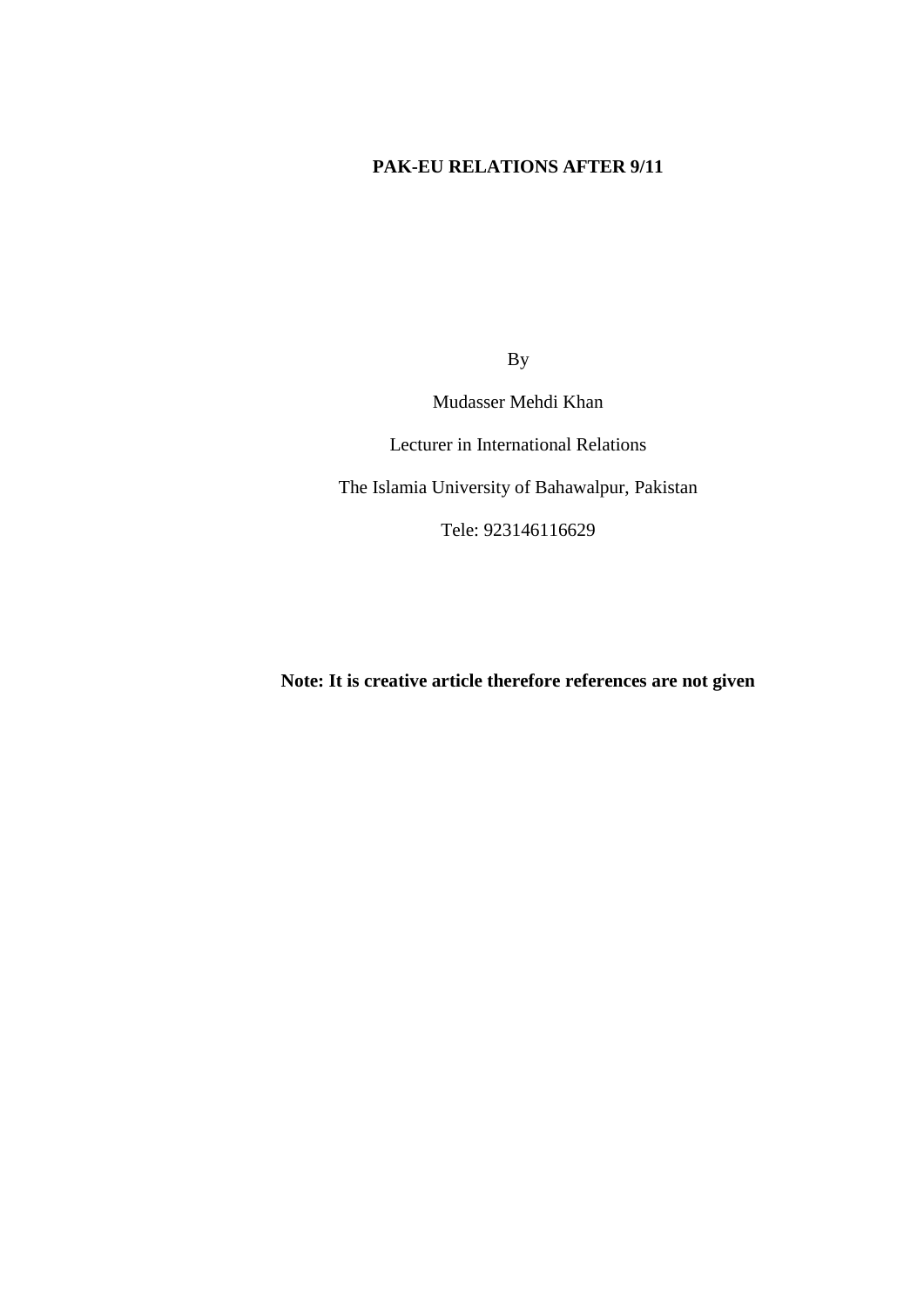# PAK-EU RELATIONS AFTER 9/11

By

Mudasser Mehdi Khan

Lecturer in International Relations

The Islamia University of Bahawalpur, Pakistan

Tele: 923146116629

**Note: It is creative article therefore references are not given**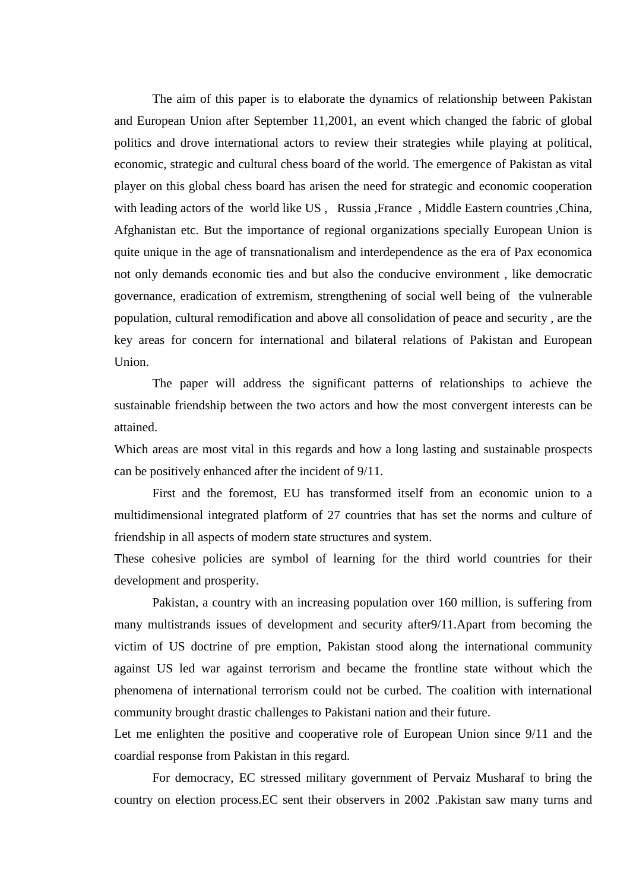The aim of this paper is to elaborate the dynamics of relationship between Pakistan and European Union after September 11,2001, an event which changed the fabric of global politics and drove international actors to review their strategies while playing at political, economic, strategic and cultural chess board of the world. The emergence of Pakistan as vital player on this global chess board has arisen the need for strategic and economic cooperation with leading actors of the world like US , Russia ,France , Middle Eastern countries ,China, Afghanistan etc. But the importance of regional organizations specially European Union is quite unique in the age of transnationalism and interdependence as the era of Pax economica not only demands economic ties and but also the conducive environment , like democratic governance, eradication of extremism, strengthening of social well being of the vulnerable population, cultural remodification and above all consolidation of peace and security , are the key areas for concern for international and bilateral relations of Pakistan and European Union.

The paper will address the significant patterns of relationships to achieve the sustainable friendship between the two actors and how the most convergent interests can be attained.

Which areas are most vital in this regards and how a long lasting and sustainable prospects can be positively enhanced after the incident of 9/11.

First and the foremost, EU has transformed itself from an economic union to a multidimensional integrated platform of 27 countries that has set the norms and culture of friendship in all aspects of modern state structures and system.

These cohesive policies are symbol of learning for the third world countries for their development and prosperity.

Pakistan, a country with an increasing population over 160 million, is suffering from many multistrands issues of development and security after9/11.Apart from becoming the victim of US doctrine of pre emption, Pakistan stood along the international community against US led war against terrorism and became the frontline state without which the phenomena of international terrorism could not be curbed. The coalition with international community brought drastic challenges to Pakistani nation and their future.

Let me enlighten the positive and cooperative role of European Union since 9/11 and the coardial response from Pakistan in this regard.

For democracy, EC stressed military government of Pervaiz Musharaf to bring the country on election process.EC sent their observers in 2002 .Pakistan saw many turns and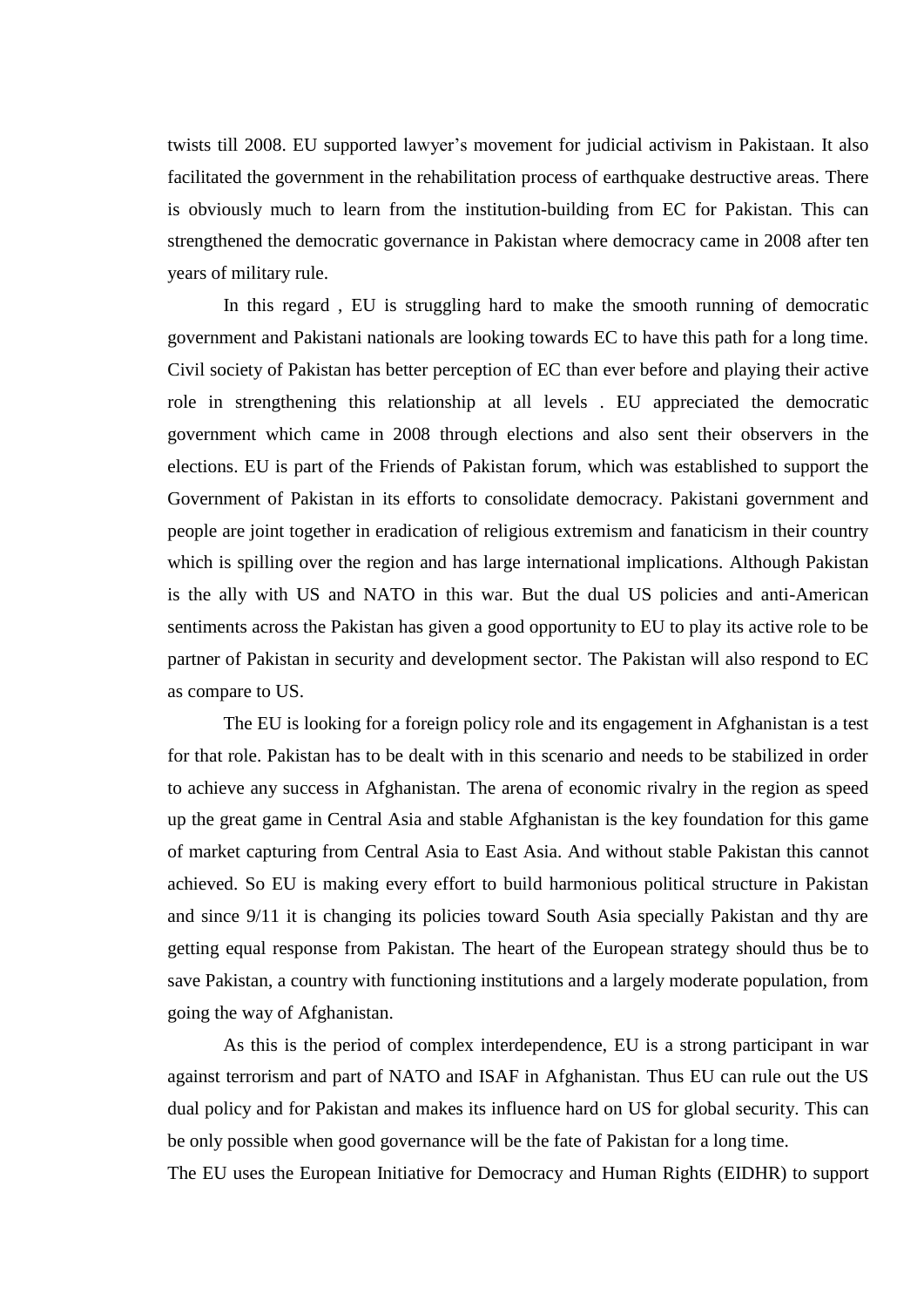twists till 2008. EU supported lawyer's movement for judicial activism in Pakistaan. It also facilitated the government in the rehabilitation process of earthquake destructive areas. There is obviously much to learn from the institution-building from EC for Pakistan. This can strengthened the democratic governance in Pakistan where democracy came in 2008 after ten years of military rule.

In this regard , EU is struggling hard to make the smooth running of democratic government and Pakistani nationals are looking towards EC to have this path for a long time. Civil society of Pakistan has better perception of EC than ever before and playing their active role in strengthening this relationship at all levels . EU appreciated the democratic government which came in 2008 through elections and also sent their observers in the elections. EU is part of the Friends of Pakistan forum, which was established to support the Government of Pakistan in its efforts to consolidate democracy. Pakistani government and people are joint together in eradication of religious extremism and fanaticism in their country which is spilling over the region and has large international implications. Although Pakistan is the ally with US and NATO in this war. But the dual US policies and anti-American sentiments across the Pakistan has given a good opportunity to EU to play its active role to be partner of Pakistan in security and development sector. The Pakistan will also respond to EC as compare to US.

The EU is looking for a foreign policy role and its engagement in Afghanistan is a test for that role. Pakistan has to be dealt with in this scenario and needs to be stabilized in order to achieve any success in Afghanistan. The arena of economic rivalry in the region as speed up the great game in Central Asia and stable Afghanistan is the key foundation for this game of market capturing from Central Asia to East Asia. And without stable Pakistan this cannot achieved. So EU is making every effort to build harmonious political structure in Pakistan and since 9/11 it is changing its policies toward South Asia specially Pakistan and thy are getting equal response from Pakistan. The heart of the European strategy should thus be to save Pakistan, a country with functioning institutions and a largely moderate population, from going the way of Afghanistan.

As this is the period of complex interdependence, EU is a strong participant in war against terrorism and part of NATO and ISAF in Afghanistan. Thus EU can rule out the US dual policy and for Pakistan and makes its influence hard on US for global security. This can be only possible when good governance will be the fate of Pakistan for a long time.

The EU uses the European Initiative for Democracy and Human Rights (EIDHR) to support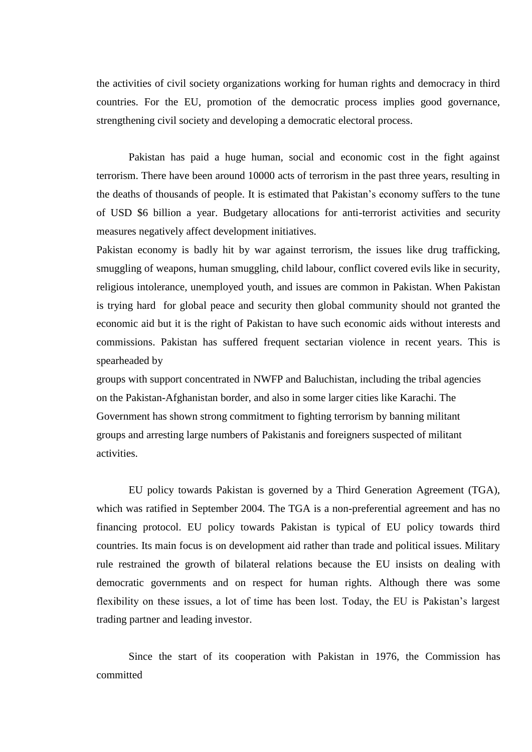the activities of civil society organizations working for human rights and democracy in third countries. For the EU, promotion of the democratic process implies good governance, strengthening civil society and developing a democratic electoral process.

Pakistan has paid a huge human, social and economic cost in the fight against terrorism. There have been around 10000 acts of terrorism in the past three years, resulting in the deaths of thousands of people. It is estimated that Pakistan's economy suffers to the tune of USD $6 billion a year. Budgetary allocations for anti-terrorist activities and security measures negatively affect development initiatives.

Pakistan economy is badly hit by war against terrorism, the issues like drug trafficking, smuggling of weapons, human smuggling, child labour, conflict covered evils like in security, religious intolerance, unemployed youth, and issues are common in Pakistan. When Pakistan is trying hard for global peace and security then global community should not granted the economic aid but it is the right of Pakistan to have such economic aids without interests and commissions. Pakistan has suffered frequent sectarian violence in recent years. This is spearheaded by groups with support concentrated in NWFP and Baluchistan, including the tribal agencies on the Pakistan-Afghanistan border, and also in some larger cities like Karachi. The Government has shown strong commitment to fighting terrorism by banning militant groups and arresting large numbers of Pakistanis and foreigners suspected of militant activities.

EU policy towards Pakistan is governed by a Third Generation Agreement (TGA), which was ratified in September 2004. The TGA is a non-preferential agreement and has no financing protocol. EU policy towards Pakistan is typical of EU policy towards third countries. Its main focus is on development aid rather than trade and political issues. Military rule restrained the growth of bilateral relations because the EU insists on dealing with democratic governments and on respect for human rights. Although there was some flexibility on these issues, a lot of time has been lost. Today, the EU is Pakistan's largest trading partner and leading investor.

Since the start of its cooperation with Pakistan in 1976, the Commission has committed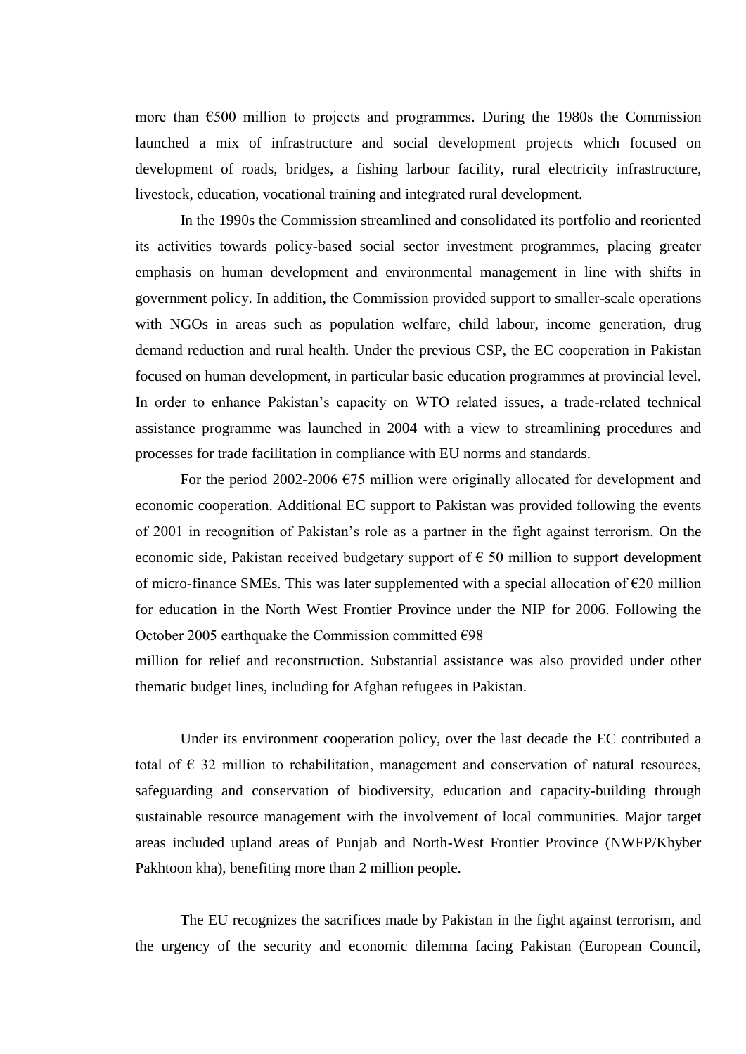more than €500 million to projects and programmes. During the 1980s the Commission launched a mix of infrastructure and social development projects which focused on development of roads, bridges, a fishing larbour facility, rural electricity infrastructure, livestock, education, vocational training and integrated rural development.

In the 1990s the Commission streamlined and consolidated its portfolio and reoriented its activities towards policy-based social sector investment programmes, placing greater emphasis on human development and environmental management in line with shifts in government policy. In addition, the Commission provided support to smaller-scale operations with NGOs in areas such as population welfare, child labour, income generation, drug demand reduction and rural health. Under the previous CSP, the EC cooperation in Pakistan focused on human development, in particular basic education programmes at provincial level. In order to enhance Pakistan's capacity on WTO related issues, a trade-related technical assistance programme was launched in 2004 with a view to streamlining procedures and processes for trade facilitation in compliance with EU norms and standards.

For the period 2002-2006 €75 million were originally allocated for development and economic cooperation. Additional EC support to Pakistan was provided following the events of 2001 in recognition of Pakistan's role as a partner in the fight against terrorism. On the economic side, Pakistan received budgetary support of € 50 million to support development of micro-finance SMEs. This was later supplemented with a special allocation of €20 million for education in the North West Frontier Province under the NIP for 2006. Following the October 2005 earthquake the Commission committed €98 million for relief and reconstruction. Substantial assistance was also provided under other thematic budget lines, including for Afghan refugees in Pakistan.

Under its environment cooperation policy, over the last decade the EC contributed a total of € 32 million to rehabilitation, management and conservation of natural resources, safeguarding and conservation of biodiversity, education and capacity-building through sustainable resource management with the involvement of local communities. Major target areas included upland areas of Punjab and North-West Frontier Province (NWFP/Khyber Pakhtoon kha), benefiting more than 2 million people.

The EU recognizes the sacrifices made by Pakistan in the fight against terrorism, and the urgency of the security and economic dilemma facing Pakistan (European Council,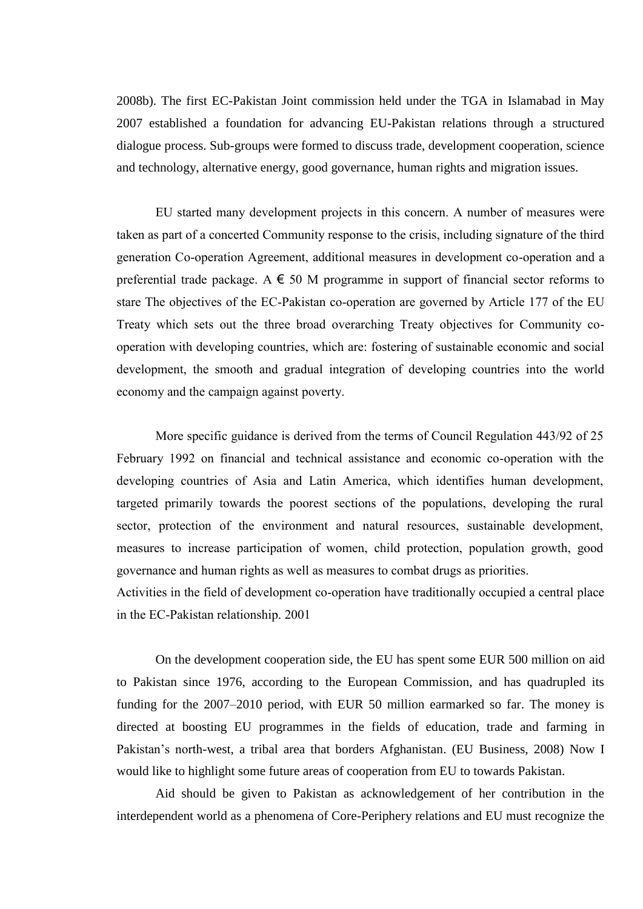2008b). The first EC-Pakistan Joint commission held under the TGA in Islamabad in May 2007 established a foundation for advancing EU-Pakistan relations through a structured dialogue process. Sub-groups were formed to discuss trade, development cooperation, science and technology, alternative energy, good governance, human rights and migration issues.

EU started many development projects in this concern. A number of measures were taken as part of a concerted Community response to the crisis, including signature of the third generation Co-operation Agreement, additional measures in development co-operation and a preferential trade package. A € 50 M programme in support of financial sector reforms to stare The objectives of the EC-Pakistan co-operation are governed by Article 177 of the EU Treaty which sets out the three broad overarching Treaty objectives for Community co-operation with developing countries, which are: fostering of sustainable economic and social development, the smooth and gradual integration of developing countries into the world economy and the campaign against poverty.

More specific guidance is derived from the terms of Council Regulation 443/92 of 25 February 1992 on financial and technical assistance and economic co-operation with the developing countries of Asia and Latin America, which identifies human development, targeted primarily towards the poorest sections of the populations, developing the rural sector, protection of the environment and natural resources, sustainable development, measures to increase participation of women, child protection, population growth, good governance and human rights as well as measures to combat drugs as priorities.
Activities in the field of development co-operation have traditionally occupied a central place in the EC-Pakistan relationship. 2001

On the development cooperation side, the EU has spent some EUR 500 million on aid to Pakistan since 1976, according to the European Commission, and has quadrupled its funding for the 2007–2010 period, with EUR 50 million earmarked so far. The money is directed at boosting EU programmes in the fields of education, trade and farming in Pakistan's north-west, a tribal area that borders Afghanistan. (EU Business, 2008) Now I would like to highlight some future areas of cooperation from EU to towards Pakistan.

Aid should be given to Pakistan as acknowledgement of her contribution in the interdependent world as a phenomena of Core-Periphery relations and EU must recognize the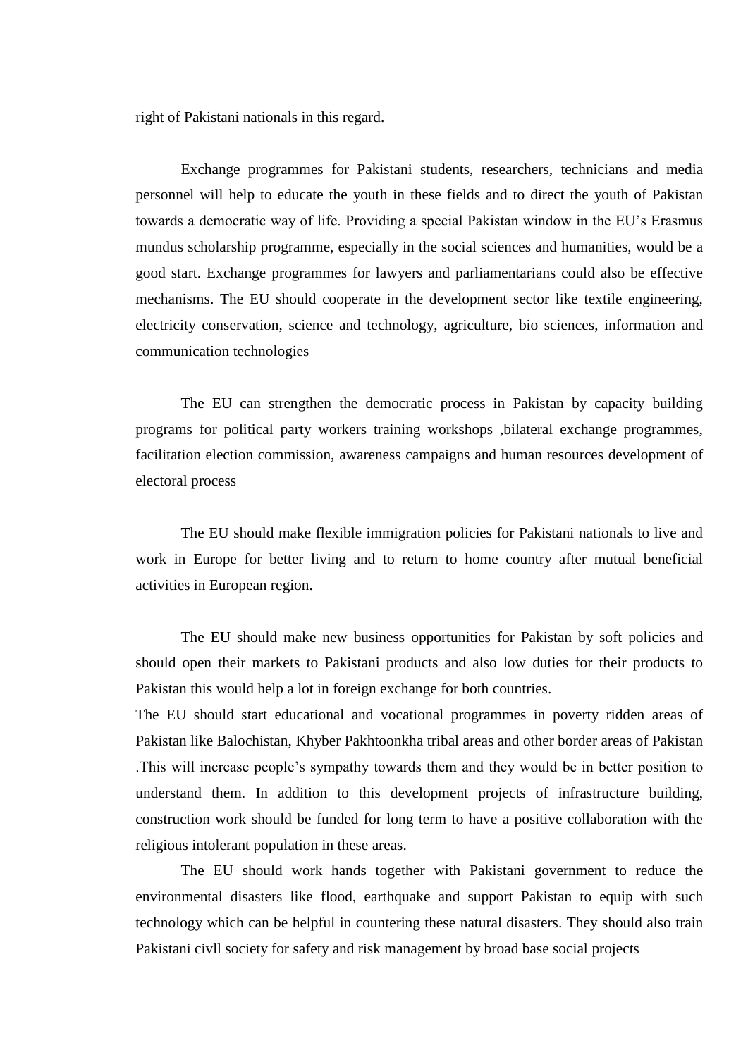right of Pakistani nationals in this regard.

Exchange programmes for Pakistani students, researchers, technicians and media personnel will help to educate the youth in these fields and to direct the youth of Pakistan towards a democratic way of life. Providing a special Pakistan window in the EU's Erasmus mundus scholarship programme, especially in the social sciences and humanities, would be a good start. Exchange programmes for lawyers and parliamentarians could also be effective mechanisms. The EU should cooperate in the development sector like textile engineering, electricity conservation, science and technology, agriculture, bio sciences, information and communication technologies

The EU can strengthen the democratic process in Pakistan by capacity building programs for political party workers training workshops ,bilateral exchange programmes, facilitation election commission, awareness campaigns and human resources development of electoral process

The EU should make flexible immigration policies for Pakistani nationals to live and work in Europe for better living and to return to home country after mutual beneficial activities in European region.

The EU should make new business opportunities for Pakistan by soft policies and should open their markets to Pakistani products and also low duties for their products to Pakistan this would help a lot in foreign exchange for both countries.

The EU should start educational and vocational programmes in poverty ridden areas of Pakistan like Balochistan, Khyber Pakhtoonkha tribal areas and other border areas of Pakistan .This will increase people's sympathy towards them and they would be in better position to understand them. In addition to this development projects of infrastructure building, construction work should be funded for long term to have a positive collaboration with the religious intolerant population in these areas.

The EU should work hands together with Pakistani government to reduce the environmental disasters like flood, earthquake and support Pakistan to equip with such technology which can be helpful in countering these natural disasters. They should also train Pakistani civll society for safety and risk management by broad base social projects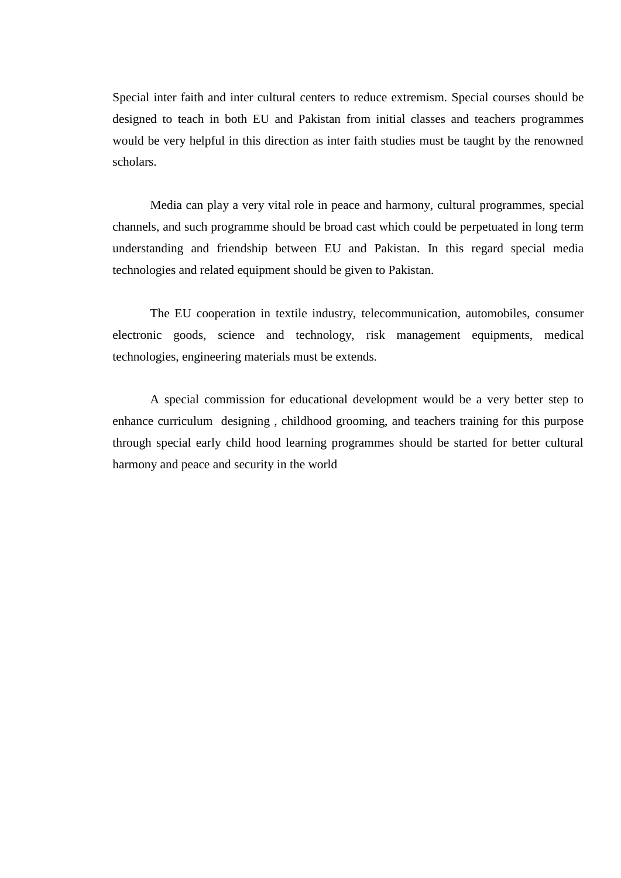Special inter faith and inter cultural centers to reduce extremism. Special courses should be designed to teach in both EU and Pakistan from initial classes and teachers programmes would be very helpful in this direction as inter faith studies must be taught by the renowned scholars.

Media can play a very vital role in peace and harmony, cultural programmes, special channels, and such programme should be broad cast which could be perpetuated in long term understanding and friendship between EU and Pakistan. In this regard special media technologies and related equipment should be given to Pakistan.

The EU cooperation in textile industry, telecommunication, automobiles, consumer electronic goods, science and technology, risk management equipments, medical technologies, engineering materials must be extends.

A special commission for educational development would be a very better step to enhance curriculum designing , childhood grooming, and teachers training for this purpose through special early child hood learning programmes should be started for better cultural harmony and peace and security in the world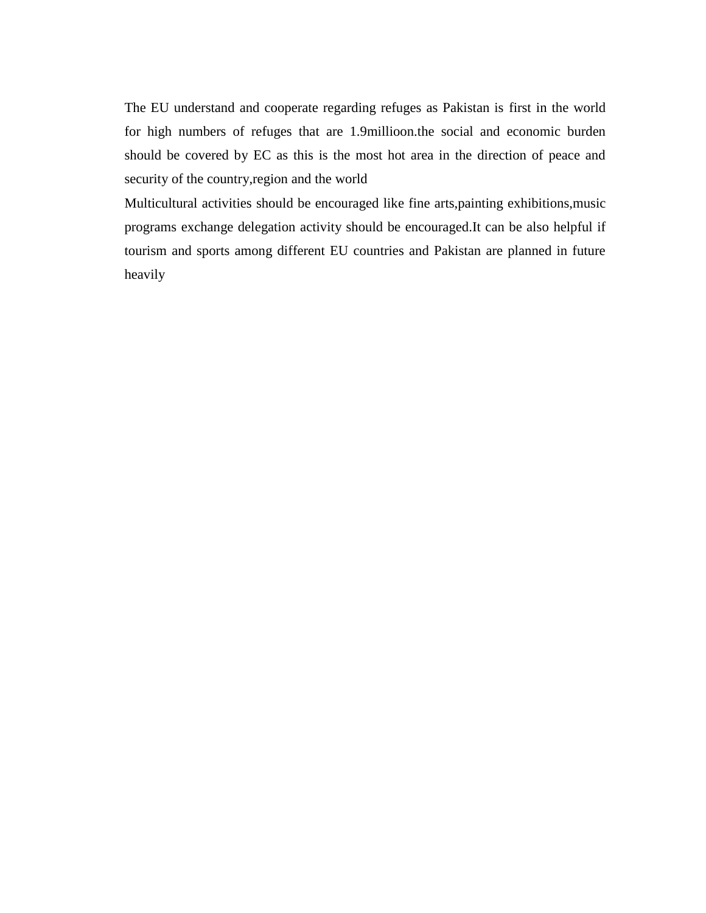The EU understand and cooperate regarding refuges as Pakistan is first in the world for high numbers of refuges that are 1.9millioon.the social and economic burden should be covered by EC as this is the most hot area in the direction of peace and security of the country,region and the world

Multicultural activities should be encouraged like fine arts,painting exhibitions,music programs exchange delegation activity should be encouraged.It can be also helpful if tourism and sports among different EU countries and Pakistan are planned in future heavily